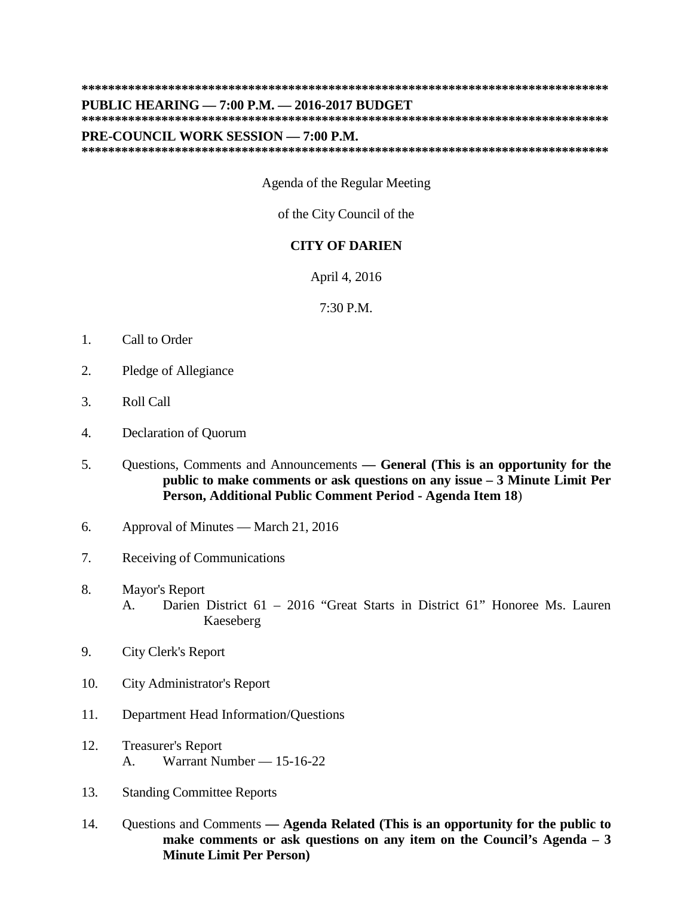*************************************************************************************

**PUBLIC HEARING — 7:00 P.M. — 2016-2017 BUDGET**

*************************************************************************************

**PRE-COUNCIL WORK SESSION — 7:00 P.M.**

*************************************************************************************

Agenda of the Regular Meeting

of the City Council of the

**CITY OF DARIEN**

April 4, 2016

7:30 P.M.

1. Call to Order

2. Pledge of Allegiance

3. Roll Call

4. Declaration of Quorum

5. Questions, Comments and Announcements **— General (This is an opportunity for the public to make comments or ask questions on any issue – 3 Minute Limit Per Person, Additional Public Comment Period - Agenda Item 18**)

6. Approval of Minutes — March 21, 2016

7. Receiving of Communications

8. Mayor's Report
   - A. Darien District 61 – 2016 "Great Starts in District 61" Honoree Ms. Lauren Kaeseberg

9. City Clerk's Report

10. City Administrator's Report

11. Department Head Information/Questions

12. Treasurer's Report
    - A. Warrant Number — 15-16-22

13. Standing Committee Reports

14. Questions and Comments **— Agenda Related (This is an opportunity for the public to make comments or ask questions on any item on the Council's Agenda – 3 Minute Limit Per Person)**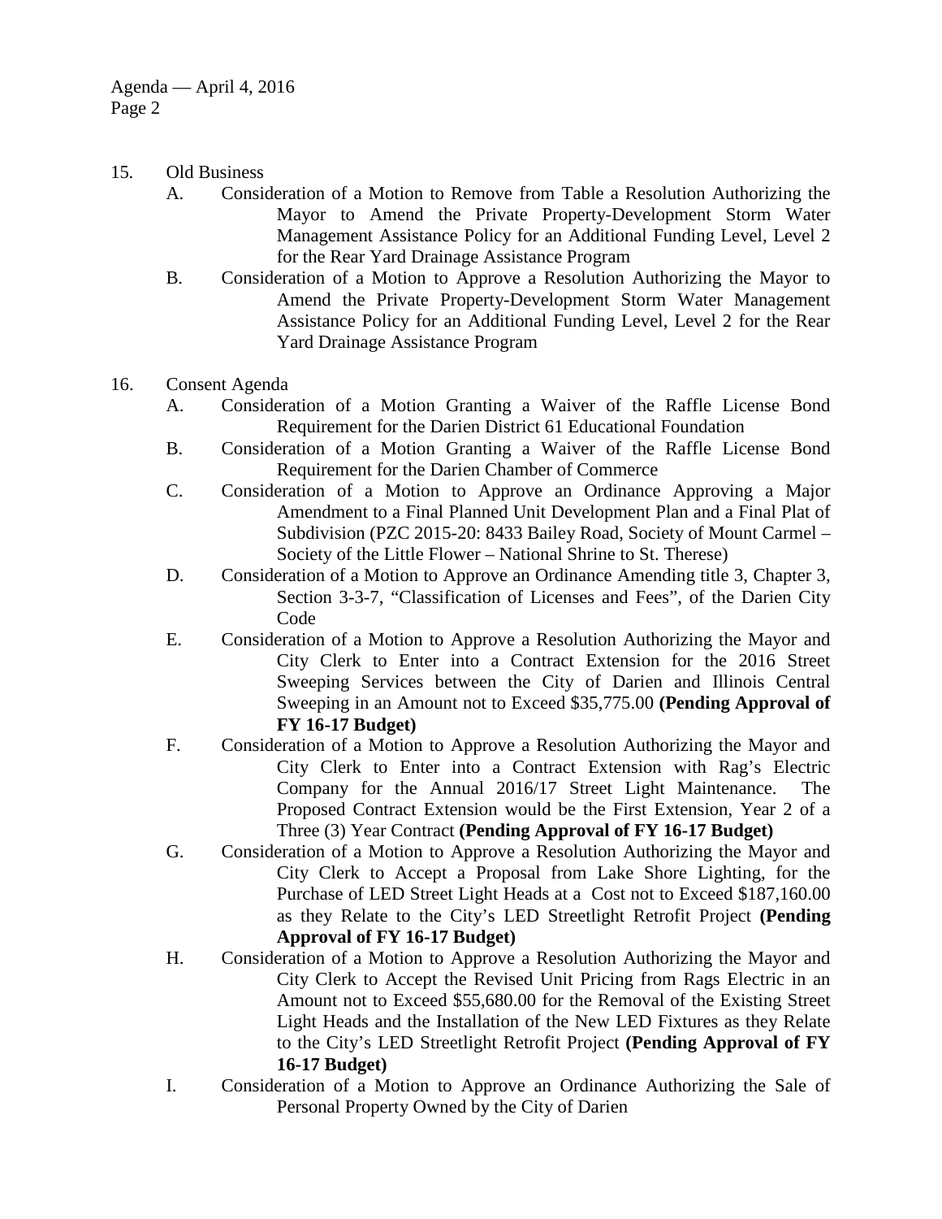15. Old Business

    A. Consideration of a Motion to Remove from Table a Resolution Authorizing the Mayor to Amend the Private Property-Development Storm Water Management Assistance Policy for an Additional Funding Level, Level 2 for the Rear Yard Drainage Assistance Program

    B. Consideration of a Motion to Approve a Resolution Authorizing the Mayor to Amend the Private Property-Development Storm Water Management Assistance Policy for an Additional Funding Level, Level 2 for the Rear Yard Drainage Assistance Program

16. Consent Agenda

    A. Consideration of a Motion Granting a Waiver of the Raffle License Bond Requirement for the Darien District 61 Educational Foundation

    B. Consideration of a Motion Granting a Waiver of the Raffle License Bond Requirement for the Darien Chamber of Commerce

    C. Consideration of a Motion to Approve an Ordinance Approving a Major Amendment to a Final Planned Unit Development Plan and a Final Plat of Subdivision (PZC 2015-20: 8433 Bailey Road, Society of Mount Carmel – Society of the Little Flower – National Shrine to St. Therese)

    D. Consideration of a Motion to Approve an Ordinance Amending title 3, Chapter 3, Section 3-3-7, "Classification of Licenses and Fees", of the Darien City Code

    E. Consideration of a Motion to Approve a Resolution Authorizing the Mayor and City Clerk to Enter into a Contract Extension for the 2016 Street Sweeping Services between the City of Darien and Illinois Central Sweeping in an Amount not to Exceed $35,775.00 **(Pending Approval of FY 16-17 Budget)**

    F. Consideration of a Motion to Approve a Resolution Authorizing the Mayor and City Clerk to Enter into a Contract Extension with Rag's Electric Company for the Annual 2016/17 Street Light Maintenance. The Proposed Contract Extension would be the First Extension, Year 2 of a Three (3) Year Contract **(Pending Approval of FY 16-17 Budget)**

    G. Consideration of a Motion to Approve a Resolution Authorizing the Mayor and City Clerk to Accept a Proposal from Lake Shore Lighting, for the Purchase of LED Street Light Heads at a Cost not to Exceed $187,160.00 as they Relate to the City's LED Streetlight Retrofit Project **(Pending Approval of FY 16-17 Budget)**

    H. Consideration of a Motion to Approve a Resolution Authorizing the Mayor and City Clerk to Accept the Revised Unit Pricing from Rags Electric in an Amount not to Exceed $55,680.00 for the Removal of the Existing Street Light Heads and the Installation of the New LED Fixtures as they Relate to the City's LED Streetlight Retrofit Project **(Pending Approval of FY 16-17 Budget)**

    I. Consideration of a Motion to Approve an Ordinance Authorizing the Sale of Personal Property Owned by the City of Darien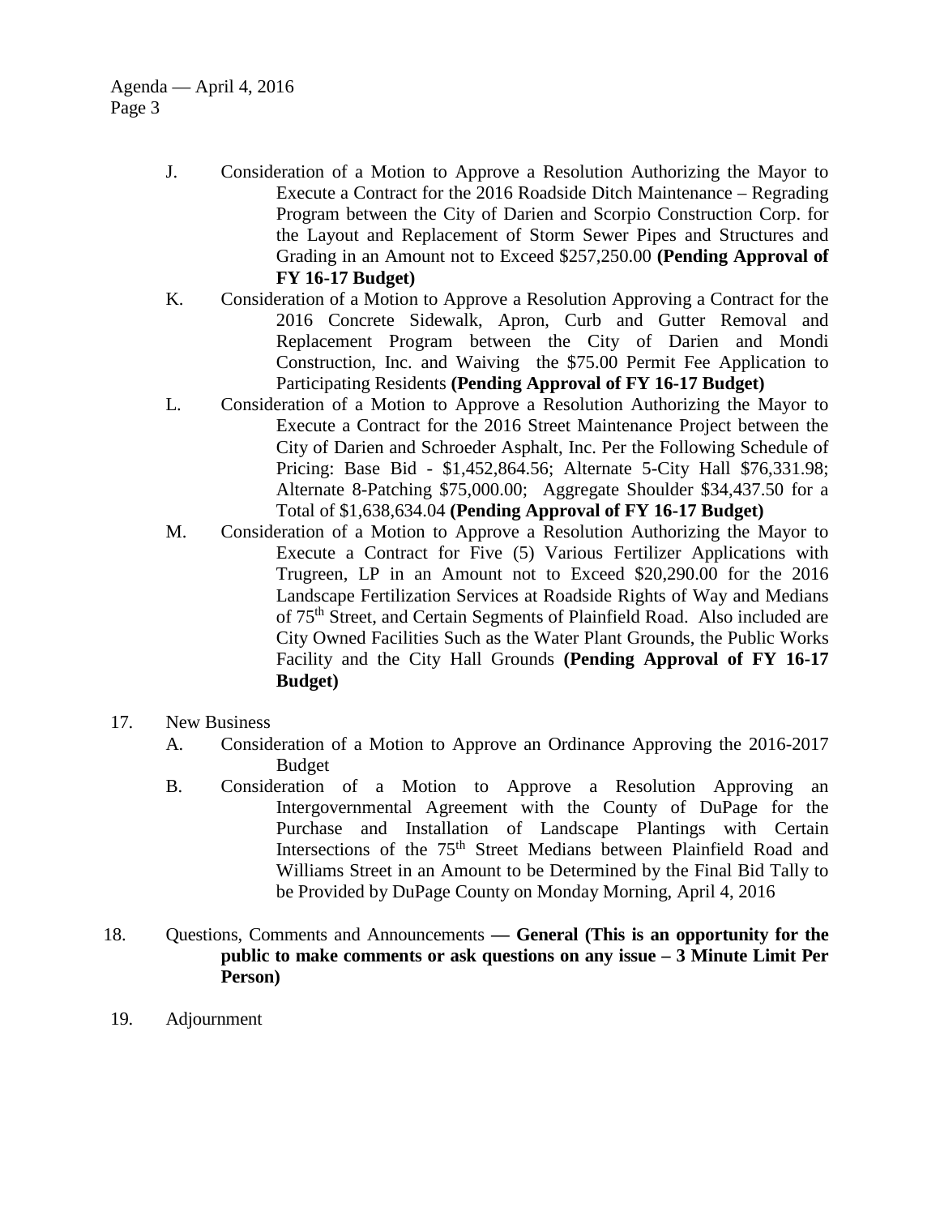J. Consideration of a Motion to Approve a Resolution Authorizing the Mayor to Execute a Contract for the 2016 Roadside Ditch Maintenance – Regrading Program between the City of Darien and Scorpio Construction Corp. for the Layout and Replacement of Storm Sewer Pipes and Structures and Grading in an Amount not to Exceed $257,250.00 **(Pending Approval of FY 16-17 Budget)**

K. Consideration of a Motion to Approve a Resolution Approving a Contract for the 2016 Concrete Sidewalk, Apron, Curb and Gutter Removal and Replacement Program between the City of Darien and Mondi Construction, Inc. and Waiving the $75.00 Permit Fee Application to Participating Residents **(Pending Approval of FY 16-17 Budget)**

L. Consideration of a Motion to Approve a Resolution Authorizing the Mayor to Execute a Contract for the 2016 Street Maintenance Project between the City of Darien and Schroeder Asphalt, Inc. Per the Following Schedule of Pricing: Base Bid - $1,452,864.56; Alternate 5-City Hall $76,331.98; Alternate 8-Patching $75,000.00; Aggregate Shoulder $34,437.50 for a Total of $1,638,634.04 **(Pending Approval of FY 16-17 Budget)**

M. Consideration of a Motion to Approve a Resolution Authorizing the Mayor to Execute a Contract for Five (5) Various Fertilizer Applications with Trugreen, LP in an Amount not to Exceed $20,290.00 for the 2016 Landscape Fertilization Services at Roadside Rights of Way and Medians of 75th Street, and Certain Segments of Plainfield Road. Also included are City Owned Facilities Such as the Water Plant Grounds, the Public Works Facility and the City Hall Grounds **(Pending Approval of FY 16-17 Budget)**

17. New Business

A. Consideration of a Motion to Approve an Ordinance Approving the 2016-2017 Budget

B. Consideration of a Motion to Approve a Resolution Approving an Intergovernmental Agreement with the County of DuPage for the Purchase and Installation of Landscape Plantings with Certain Intersections of the 75th Street Medians between Plainfield Road and Williams Street in an Amount to be Determined by the Final Bid Tally to be Provided by DuPage County on Monday Morning, April 4, 2016

18. Questions, Comments and Announcements **— General (This is an opportunity for the public to make comments or ask questions on any issue – 3 Minute Limit Per Person)**

19. Adjournment